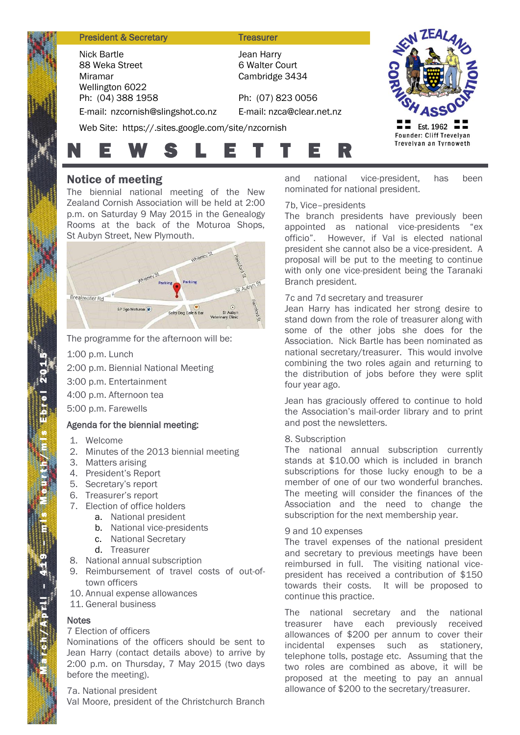| President & Secretary | Treasurer |
|---|---|
| Nick Bartle | Jean Harry |
| 88 Weka Street | 6 Walter Court |
| Miramar | Cambridge 3434 |
| Wellington 6022 | |
| Ph: (04) 388 1958 | Ph: (07) 823 0056 |
| E-mail: nzcornish@slingshot.co.nz | E-mail: nzca@clear.net.nz |

Web Site: https://.sites.google.com/site/nzcornish

NEW ZEALAND CORNISH ASSOCIATION
Est. 1962
Founder: Cliff Trevelyan
Trevelyan an Tyrnoweth

# NEWSLETTER

March/April - 419 – mis Meurth/mis Ebrel 2015

## Notice of meeting

The biennial national meeting of the New Zealand Cornish Association will be held at 2:00 p.m. on Saturday 9 May 2015 in the Genealogy Rooms at the back of the Moturoa Shops, St Aubyn Street, New Plymouth.

The programme for the afternoon will be:

1:00 p.m. Lunch
2:00 p.m. Biennial National Meeting
3:00 p.m. Entertainment
4:00 p.m. Afternoon tea
5:00 p.m. Farewells

### Agenda for the biennial meeting:

1. Welcome
2. Minutes of the 2013 biennial meeting
3. Matters arising
4. President's Report
5. Secretary's report
6. Treasurer's report
7. Election of office holders
    a. National president
    b. National vice-presidents
    c. National Secretary
    d. Treasurer
8. National annual subscription
9. Reimbursement of travel costs of out-of-town officers
10. Annual expense allowances
11. General business

### Notes

7 Election of officers
Nominations of the officers should be sent to Jean Harry (contact details above) to arrive by 2:00 p.m. on Thursday, 7 May 2015 (two days before the meeting).

7a. National president
Val Moore, president of the Christchurch Branch and national vice-president, has been nominated for national president.

7b, Vice–presidents
The branch presidents have previously been appointed as national vice-presidents "ex officio". However, if Val is elected national president she cannot also be a vice-president. A proposal will be put to the meeting to continue with only one vice-president being the Taranaki Branch president.

7c and 7d secretary and treasurer
Jean Harry has indicated her strong desire to stand down from the role of treasurer along with some of the other jobs she does for the Association. Nick Bartle has been nominated as national secretary/treasurer. This would involve combining the two roles again and returning to the distribution of jobs before they were split four year ago.

Jean has graciously offered to continue to hold the Association's mail-order library and to print and post the newsletters.

8. Subscription
The national annual subscription currently stands at $10.00 which is included in branch subscriptions for those lucky enough to be a member of one of our two wonderful branches. The meeting will consider the finances of the Association and the need to change the subscription for the next membership year.

9 and 10 expenses
The travel expenses of the national president and secretary to previous meetings have been reimbursed in full. The visiting national vice-president has received a contribution of $150 towards their costs. It will be proposed to continue this practice.

The national secretary and the national treasurer have each previously received allowances of $200 per annum to cover their incidental expenses such as stationery, telephone tolls, postage etc. Assuming that the two roles are combined as above, it will be proposed at the meeting to pay an annual allowance of $200 to the secretary/treasurer.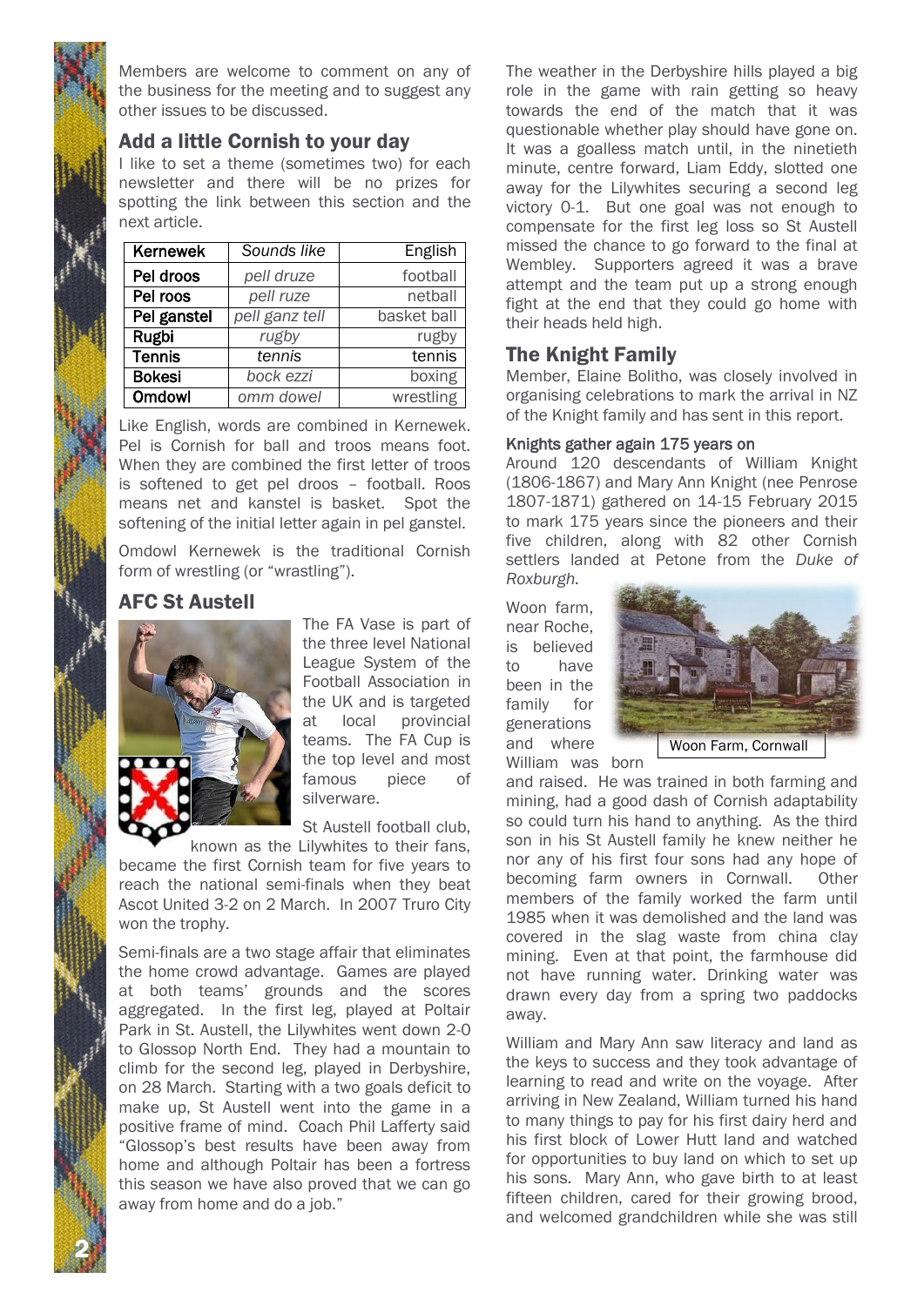Members are welcome to comment on any of the business for the meeting and to suggest any other issues to be discussed.

## Add a little Cornish to your day

I like to set a theme (sometimes two) for each newsletter and there will be no prizes for spotting the link between this section and the next article.

| Kernewek | *Sounds like* | English |
|---|---|---|
| Pel droos | *pell druze* | football |
| Pel roos | *pell ruze* | netball |
| Pel ganstel | *pell ganz tell* | basket ball |
| Rugbi | *rugby* | rugby |
| Tennis | *tennis* | tennis |
| Bokesi | *bock ezzi* | boxing |
| Omdowl | *omm dowel* | wrestling |

Like English, words are combined in Kernewek. Pel is Cornish for ball and troos means foot. When they are combined the first letter of troos is softened to get pel droos – football. Roos means net and kanstel is basket. Spot the softening of the initial letter again in pel ganstel.

Omdowl Kernewek is the traditional Cornish form of wrestling (or "wrastling").

## AFC St Austell

The FA Vase is part of the three level National League System of the Football Association in the UK and is targeted at local provincial teams. The FA Cup is the top level and most famous piece of silverware.

St Austell football club, known as the Lilywhites to their fans, became the first Cornish team for five years to reach the national semi-finals when they beat Ascot United 3-2 on 2 March. In 2007 Truro City won the trophy.

Semi-finals are a two stage affair that eliminates the home crowd advantage. Games are played at both teams' grounds and the scores aggregated. In the first leg, played at Poltair Park in St. Austell, the Lilywhites went down 2-0 to Glossop North End. They had a mountain to climb for the second leg, played in Derbyshire, on 28 March. Starting with a two goals deficit to make up, St Austell went into the game in a positive frame of mind. Coach Phil Lafferty said "Glossop's best results have been away from home and although Poltair has been a fortress this season we have also proved that we can go away from home and do a job."

The weather in the Derbyshire hills played a big role in the game with rain getting so heavy towards the end of the match that it was questionable whether play should have gone on. It was a goalless match until, in the ninetieth minute, centre forward, Liam Eddy, slotted one away for the Lilywhites securing a second leg victory 0-1. But one goal was not enough to compensate for the first leg loss so St Austell missed the chance to go forward to the final at Wembley. Supporters agreed it was a brave attempt and the team put up a strong enough fight at the end that they could go home with their heads held high.

## The Knight Family

Member, Elaine Bolitho, was closely involved in organising celebrations to mark the arrival in NZ of the Knight family and has sent in this report.

### Knights gather again 175 years on

Around 120 descendants of William Knight (1806-1867) and Mary Ann Knight (nee Penrose 1807-1871) gathered on 14-15 February 2015 to mark 175 years since the pioneers and their five children, along with 82 other Cornish settlers landed at Petone from the *Duke of Roxburgh.*

Woon Farm, Cornwall

Woon farm, near Roche, is believed to have been in the family for generations and where William was born and raised. He was trained in both farming and mining, had a good dash of Cornish adaptability so could turn his hand to anything. As the third son in his St Austell family he knew neither he nor any of his first four sons had any hope of becoming farm owners in Cornwall. Other members of the family worked the farm until 1985 when it was demolished and the land was covered in the slag waste from china clay mining. Even at that point, the farmhouse did not have running water. Drinking water was drawn every day from a spring two paddocks away.

William and Mary Ann saw literacy and land as the keys to success and they took advantage of learning to read and write on the voyage. After arriving in New Zealand, William turned his hand to many things to pay for his first dairy herd and his first block of Lower Hutt land and watched for opportunities to buy land on which to set up his sons. Mary Ann, who gave birth to at least fifteen children, cared for their growing brood, and welcomed grandchildren while she was still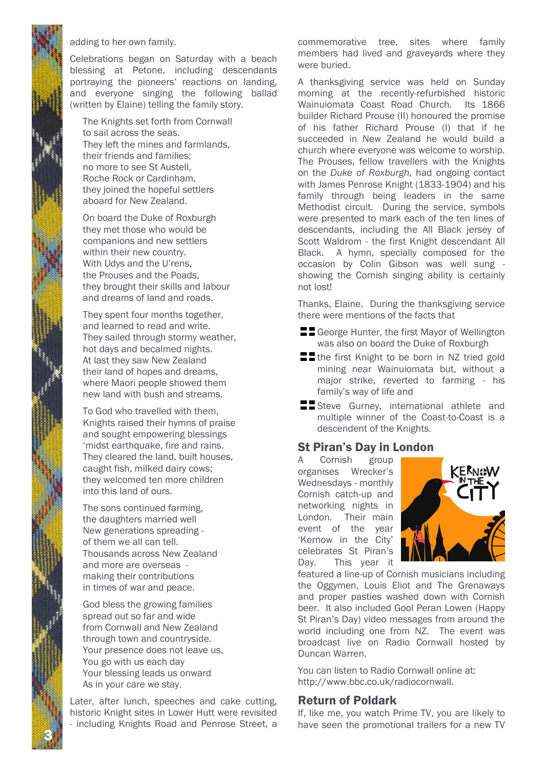adding to her own family.

Celebrations began on Saturday with a beach blessing at Petone, including descendants portraying the pioneers' reactions on landing, and everyone singing the following ballad (written by Elaine) telling the family story.

The Knights set forth from Cornwall
to sail across the seas.
They left the mines and farmlands,
their friends and families;
no more to see St Austell,
Roche Rock or Cardinham,
they joined the hopeful settlers
aboard for New Zealand.

On board the Duke of Roxburgh
they met those who would be
companions and new settlers
within their new country.
With Udys and the U'rens,
the Prouses and the Poads,
they brought their skills and labour
and dreams of land and roads.

They spent four months together,
and learned to read and write.
They sailed through stormy weather,
hot days and becalmed nights.
At last they saw New Zealand
their land of hopes and dreams,
where Maori people showed them
new land with bush and streams.

To God who travelled with them,
Knights raised their hymns of praise
and sought empowering blessings
'midst earthquake, fire and rains.
They cleared the land, built houses,
caught fish, milked dairy cows;
they welcomed ten more children
into this land of ours.

The sons continued farming,
the daughters married well
New generations spreading -
of them we all can tell.
Thousands across New Zealand
and more are overseas -
making their contributions
in times of war and peace.

God bless the growing families
spread out so far and wide
from Cornwall and New Zealand
through town and countryside.
Your presence does not leave us,
You go with us each day
Your blessing leads us onward
As in your care we stay.

Later, after lunch, speeches and cake cutting, historic Knight sites in Lower Hutt were revisited - including Knights Road and Penrose Street, a commemorative tree, sites where family members had lived and graveyards where they were buried.

A thanksgiving service was held on Sunday morning at the recently-refurbished historic Wainuiomata Coast Road Church. Its 1866 builder Richard Prouse (II) honoured the promise of his father Richard Prouse (I) that if he succeeded in New Zealand he would build a church where everyone was welcome to worship. The Prouses, fellow travellers with the Knights on the *Duke of Roxburgh,* had ongoing contact with James Penrose Knight (1833-1904) and his family through being leaders in the same Methodist circuit. During the service, symbols were presented to mark each of the ten lines of descendants, including the All Black jersey of Scott Waldrom - the first Knight descendant All Black. A hymn, specially composed for the occasion by Colin Gibson was well sung - showing the Cornish singing ability is certainly not lost!

Thanks, Elaine. During the thanksgiving service there were mentions of the facts that

- George Hunter, the first Mayor of Wellington was also on board the Duke of Roxburgh
- the first Knight to be born in NZ tried gold mining near Wainuiomata but, without a major strike, reverted to farming - his family's way of life and
- Steve Gurney, international athlete and multiple winner of the Coast-to-Coast is a descendent of the Knights.

## St Piran's Day in London

A Cornish group organises Wrecker's Wednesdays - monthly Cornish catch-up and networking nights in London. Their main event of the year 'Kernow in the City' celebrates St Piran's Day. This year it featured a line-up of Cornish musicians including the Oggymen, Louis Eliot and The Grenaways and proper pasties washed down with Cornish beer. It also included Gool Peran Lowen (Happy St Piran's Day) video messages from around the world including one from NZ. The event was broadcast live on Radio Cornwall hosted by Duncan Warren.

You can listen to Radio Cornwall online at: http://www.bbc.co.uk/radiocornwall.

## Return of Poldark

If, like me, you watch Prime TV, you are likely to have seen the promotional trailers for a new TV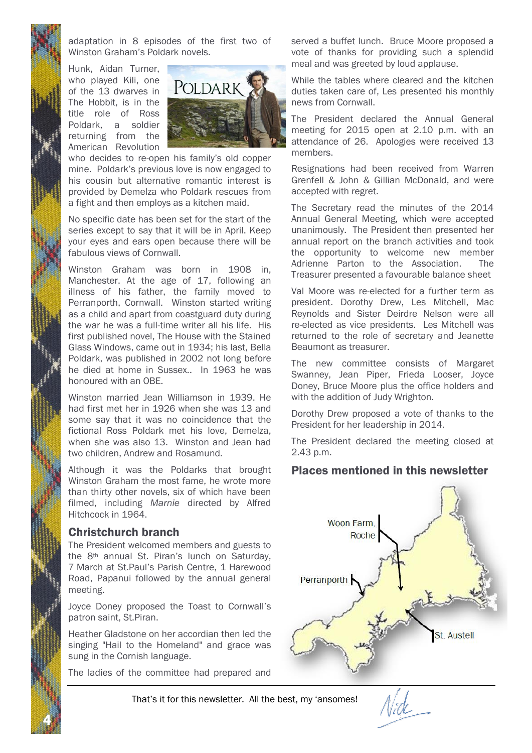adaptation in 8 episodes of the first two of Winston Graham's Poldark novels.

Hunk, Aidan Turner, who played Kili, one of the 13 dwarves in The Hobbit, is in the title role of Ross Poldark, a soldier returning from the American Revolution who decides to re-open his family's old copper mine. Poldark's previous love is now engaged to his cousin but alternative romantic interest is provided by Demelza who Poldark rescues from a fight and then employs as a kitchen maid.

No specific date has been set for the start of the series except to say that it will be in April. Keep your eyes and ears open because there will be fabulous views of Cornwall.

Winston Graham was born in 1908 in, Manchester. At the age of 17, following an illness of his father, the family moved to Perranporth, Cornwall. Winston started writing as a child and apart from coastguard duty during the war he was a full-time writer all his life. His first published novel, The House with the Stained Glass Windows, came out in 1934; his last, Bella Poldark, was published in 2002 not long before he died at home in Sussex.. In 1963 he was honoured with an OBE.

Winston married Jean Williamson in 1939. He had first met her in 1926 when she was 13 and some say that it was no coincidence that the fictional Ross Poldark met his love, Demelza, when she was also 13. Winston and Jean had two children, Andrew and Rosamund.

Although it was the Poldarks that brought Winston Graham the most fame, he wrote more than thirty other novels, six of which have been filmed, including *Marnie* directed by Alfred Hitchcock in 1964.

## Christchurch branch

The President welcomed members and guests to the 8th annual St. Piran's lunch on Saturday, 7 March at St.Paul's Parish Centre, 1 Harewood Road, Papanui followed by the annual general meeting.

Joyce Doney proposed the Toast to Cornwall's patron saint, St.Piran.

Heather Gladstone on her accordian then led the singing "Hail to the Homeland" and grace was sung in the Cornish language.

The ladies of the committee had prepared and served a buffet lunch. Bruce Moore proposed a vote of thanks for providing such a splendid meal and was greeted by loud applause.

While the tables where cleared and the kitchen duties taken care of, Les presented his monthly news from Cornwall.

The President declared the Annual General meeting for 2015 open at 2.10 p.m. with an attendance of 26. Apologies were received 13 members.

Resignations had been received from Warren Grenfell & John & Gillian McDonald, and were accepted with regret.

The Secretary read the minutes of the 2014 Annual General Meeting, which were accepted unanimously. The President then presented her annual report on the branch activities and took the opportunity to welcome new member Adrienne Parton to the Association. The Treasurer presented a favourable balance sheet

Val Moore was re-elected for a further term as president. Dorothy Drew, Les Mitchell, Mac Reynolds and Sister Deirdre Nelson were all re-elected as vice presidents. Les Mitchell was returned to the role of secretary and Jeanette Beaumont as treasurer.

The new committee consists of Margaret Swanney, Jean Piper, Frieda Looser, Joyce Doney, Bruce Moore plus the office holders and with the addition of Judy Wrighton.

Dorothy Drew proposed a vote of thanks to the President for her leadership in 2014.

The President declared the meeting closed at 2.43 p.m.

## Places mentioned in this newsletter

Woon Farm, Roche

Perranporth

St. Austell

That's it for this newsletter. All the best, my 'ansomes!

Nick